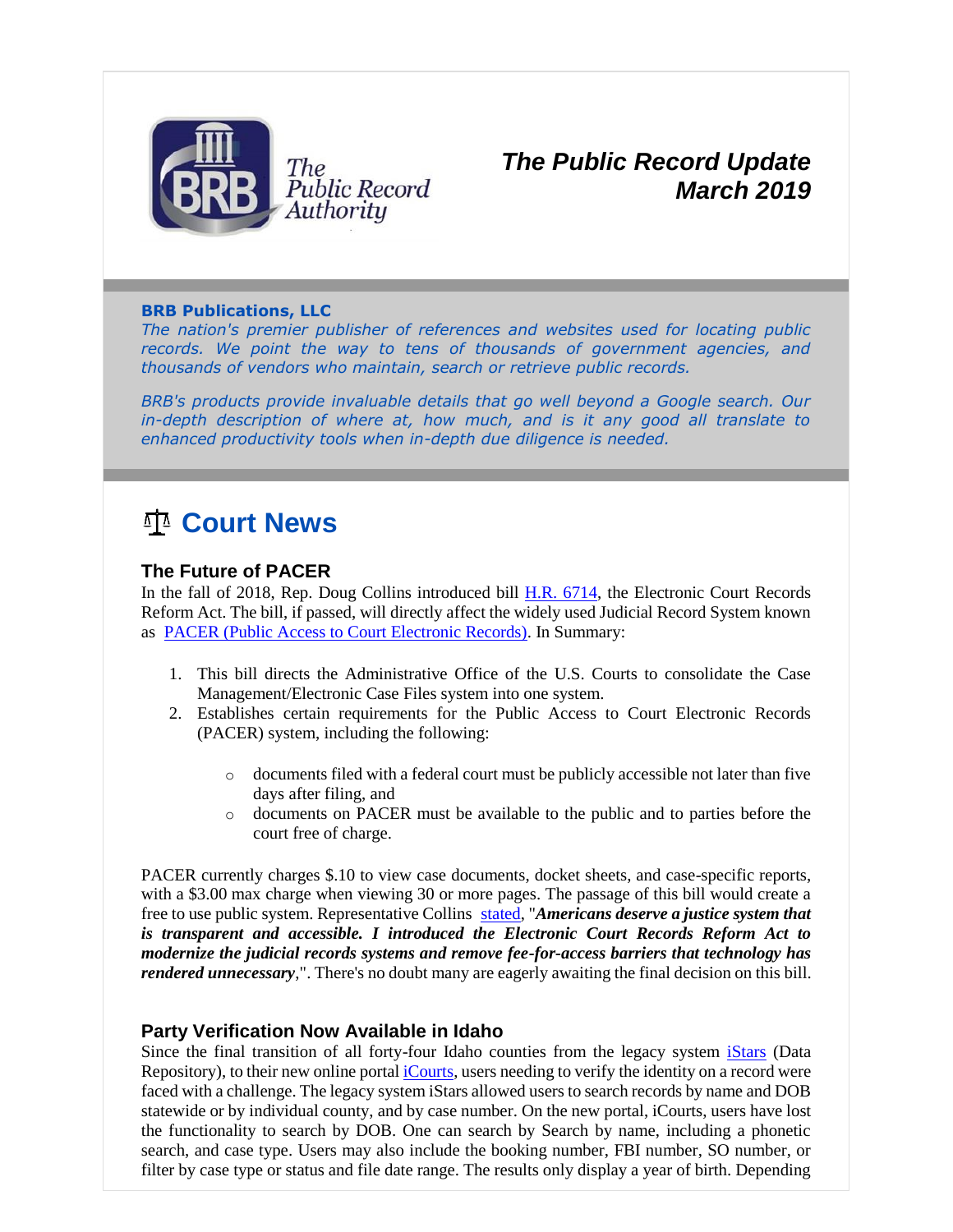The Public Record Authority

# *The Public Record Update March 2019*

**BRB Publications, LLC**
*The nation's premier publisher of references and websites used for locating public records. We point the way to tens of thousands of government agencies, and thousands of vendors who maintain, search or retrieve public records.*

*BRB's products provide invaluable details that go well beyond a Google search. Our in-depth description of where at, how much, and is it any good all translate to enhanced productivity tools when in-depth due diligence is needed.*

## Court News

### The Future of PACER

In the fall of 2018, Rep. Doug Collins introduced bill H.R. 6714, the Electronic Court Records Reform Act. The bill, if passed, will directly affect the widely used Judicial Record System known as PACER (Public Access to Court Electronic Records). In Summary:

1. This bill directs the Administrative Office of the U.S. Courts to consolidate the Case Management/Electronic Case Files system into one system.
2. Establishes certain requirements for the Public Access to Court Electronic Records (PACER) system, including the following:
   - documents filed with a federal court must be publicly accessible not later than five days after filing, and
   - documents on PACER must be available to the public and to parties before the court free of charge.

PACER currently charges $.10 to view case documents, docket sheets, and case-specific reports, with a $3.00 max charge when viewing 30 or more pages. The passage of this bill would create a free to use public system. Representative Collins stated, "***Americans deserve a justice system that is transparent and accessible. I introduced the Electronic Court Records Reform Act to modernize the judicial records systems and remove fee-for-access barriers that technology has rendered unnecessary***,". There's no doubt many are eagerly awaiting the final decision on this bill.

### Party Verification Now Available in Idaho

Since the final transition of all forty-four Idaho counties from the legacy system iStars (Data Repository), to their new online portal iCourts, users needing to verify the identity on a record were faced with a challenge. The legacy system iStars allowed users to search records by name and DOB statewide or by individual county, and by case number. On the new portal, iCourts, users have lost the functionality to search by DOB. One can search by Search by name, including a phonetic search, and case type. Users may also include the booking number, FBI number, SO number, or filter by case type or status and file date range. The results only display a year of birth. Depending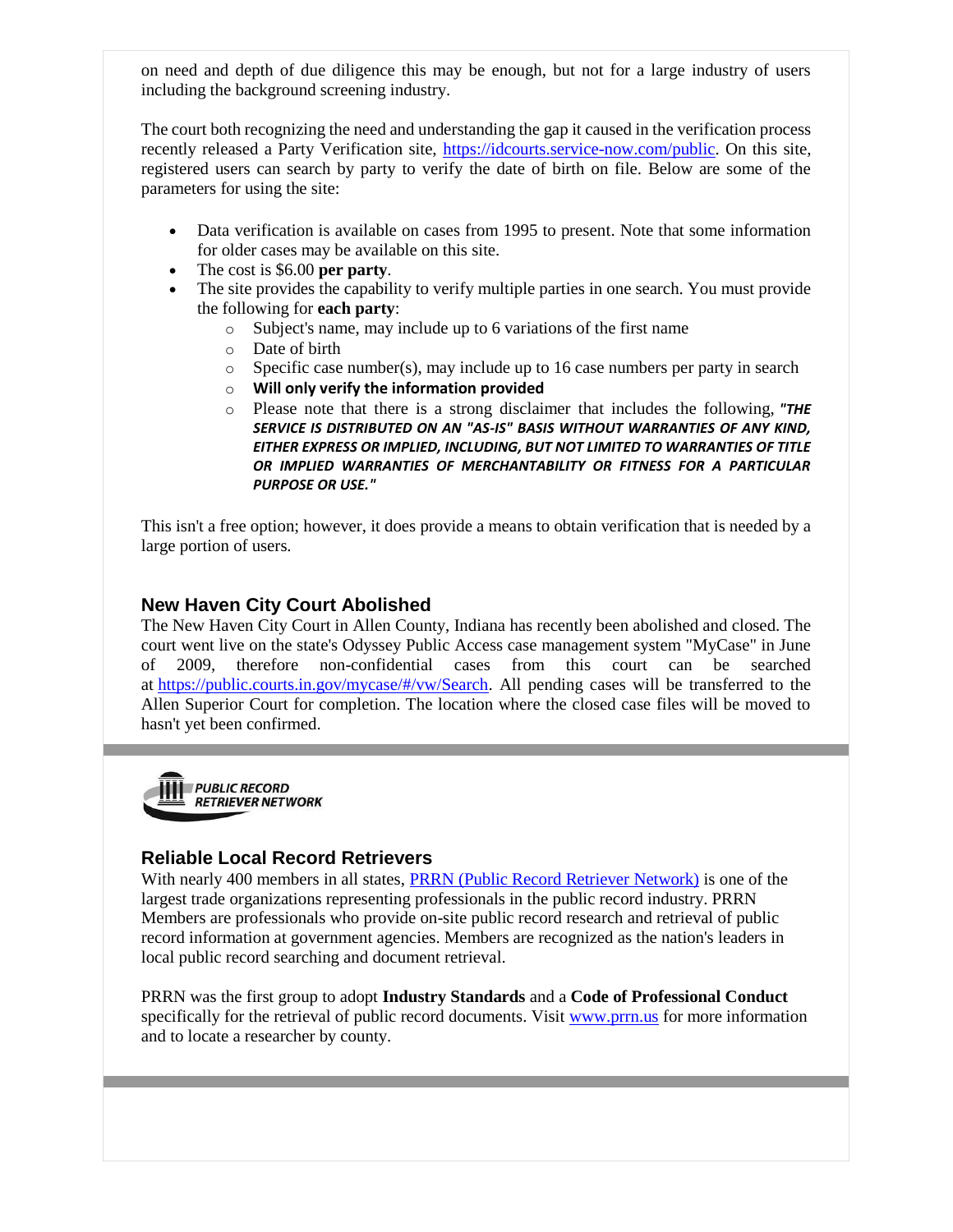on need and depth of due diligence this may be enough, but not for a large industry of users including the background screening industry.

The court both recognizing the need and understanding the gap it caused in the verification process recently released a Party Verification site, https://idcourts.service-now.com/public. On this site, registered users can search by party to verify the date of birth on file. Below are some of the parameters for using the site:

- Data verification is available on cases from 1995 to present. Note that some information for older cases may be available on this site.
- The cost is $6.00 **per party**.
- The site provides the capability to verify multiple parties in one search. You must provide the following for **each party**:
  - Subject's name, may include up to 6 variations of the first name
  - Date of birth
  - Specific case number(s), may include up to 16 case numbers per party in search
  - **Will only verify the information provided**
  - Please note that there is a strong disclaimer that includes the following, ***"THE SERVICE IS DISTRIBUTED ON AN "AS-IS" BASIS WITHOUT WARRANTIES OF ANY KIND, EITHER EXPRESS OR IMPLIED, INCLUDING, BUT NOT LIMITED TO WARRANTIES OF TITLE OR IMPLIED WARRANTIES OF MERCHANTABILITY OR FITNESS FOR A PARTICULAR PURPOSE OR USE."***

This isn't a free option; however, it does provide a means to obtain verification that is needed by a large portion of users.

## New Haven City Court Abolished

The New Haven City Court in Allen County, Indiana has recently been abolished and closed. The court went live on the state's Odyssey Public Access case management system "MyCase" in June of 2009, therefore non-confidential cases from this court can be searched at https://public.courts.in.gov/mycase/#/vw/Search. All pending cases will be transferred to the Allen Superior Court for completion. The location where the closed case files will be moved to hasn't yet been confirmed.

PUBLIC RECORD RETRIEVER NETWORK

## Reliable Local Record Retrievers

With nearly 400 members in all states, PRRN (Public Record Retriever Network) is one of the largest trade organizations representing professionals in the public record industry. PRRN Members are professionals who provide on-site public record research and retrieval of public record information at government agencies. Members are recognized as the nation's leaders in local public record searching and document retrieval.

PRRN was the first group to adopt **Industry Standards** and a **Code of Professional Conduct** specifically for the retrieval of public record documents. Visit www.prrn.us for more information and to locate a researcher by county.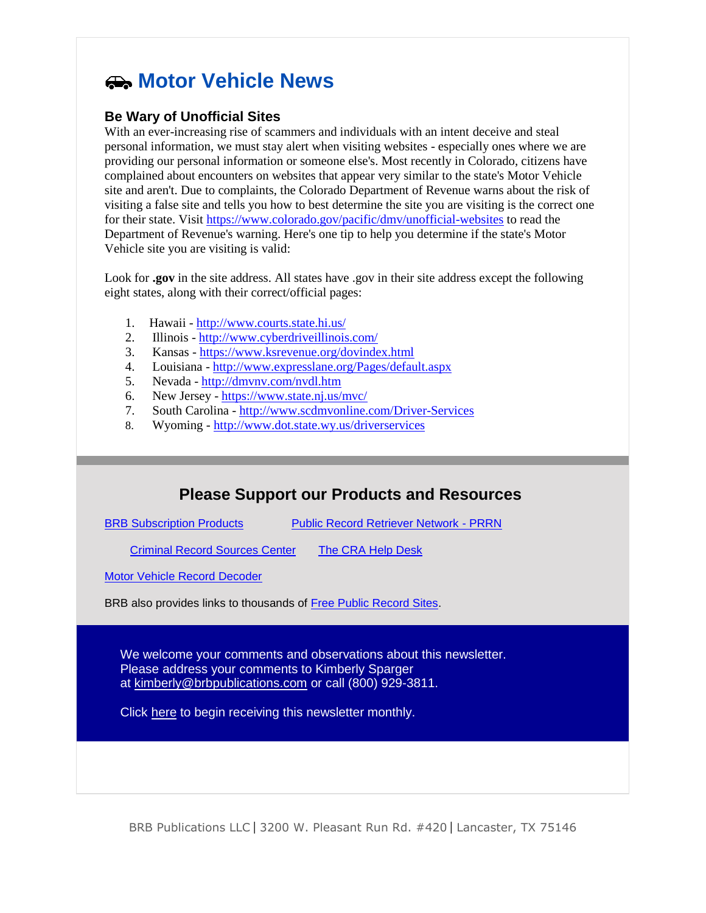# Motor Vehicle News

### Be Wary of Unofficial Sites

With an ever-increasing rise of scammers and individuals with an intent deceive and steal personal information, we must stay alert when visiting websites - especially ones where we are providing our personal information or someone else's. Most recently in Colorado, citizens have complained about encounters on websites that appear very similar to the state's Motor Vehicle site and aren't. Due to complaints, the Colorado Department of Revenue warns about the risk of visiting a false site and tells you how to best determine the site you are visiting is the correct one for their state. Visit https://www.colorado.gov/pacific/dmv/unofficial-websites to read the Department of Revenue's warning. Here's one tip to help you determine if the state's Motor Vehicle site you are visiting is valid:

Look for **.gov** in the site address. All states have .gov in their site address except the following eight states, along with their correct/official pages:

1. Hawaii - http://www.courts.state.hi.us/
2. Illinois - http://www.cyberdriveillinois.com/
3. Kansas - https://www.ksrevenue.org/dovindex.html
4. Louisiana - http://www.expresslane.org/Pages/default.aspx
5. Nevada - http://dmvnv.com/nvdl.htm
6. New Jersey - https://www.state.nj.us/mvc/
7. South Carolina - http://www.scdmvonline.com/Driver-Services
8. Wyoming - http://www.dot.state.wy.us/driverservices

## Please Support our Products and Resources

BRB Subscription Products

Public Record Retriever Network - PRRN

Criminal Record Sources Center

The CRA Help Desk

Motor Vehicle Record Decoder

BRB also provides links to thousands of Free Public Record Sites.

We welcome your comments and observations about this newsletter. Please address your comments to Kimberly Sparger at kimberly@brbpublications.com or call (800) 929-3811.

Click here to begin receiving this newsletter monthly.

BRB Publications LLC | 3200 W. Pleasant Run Rd. #420 | Lancaster, TX 75146